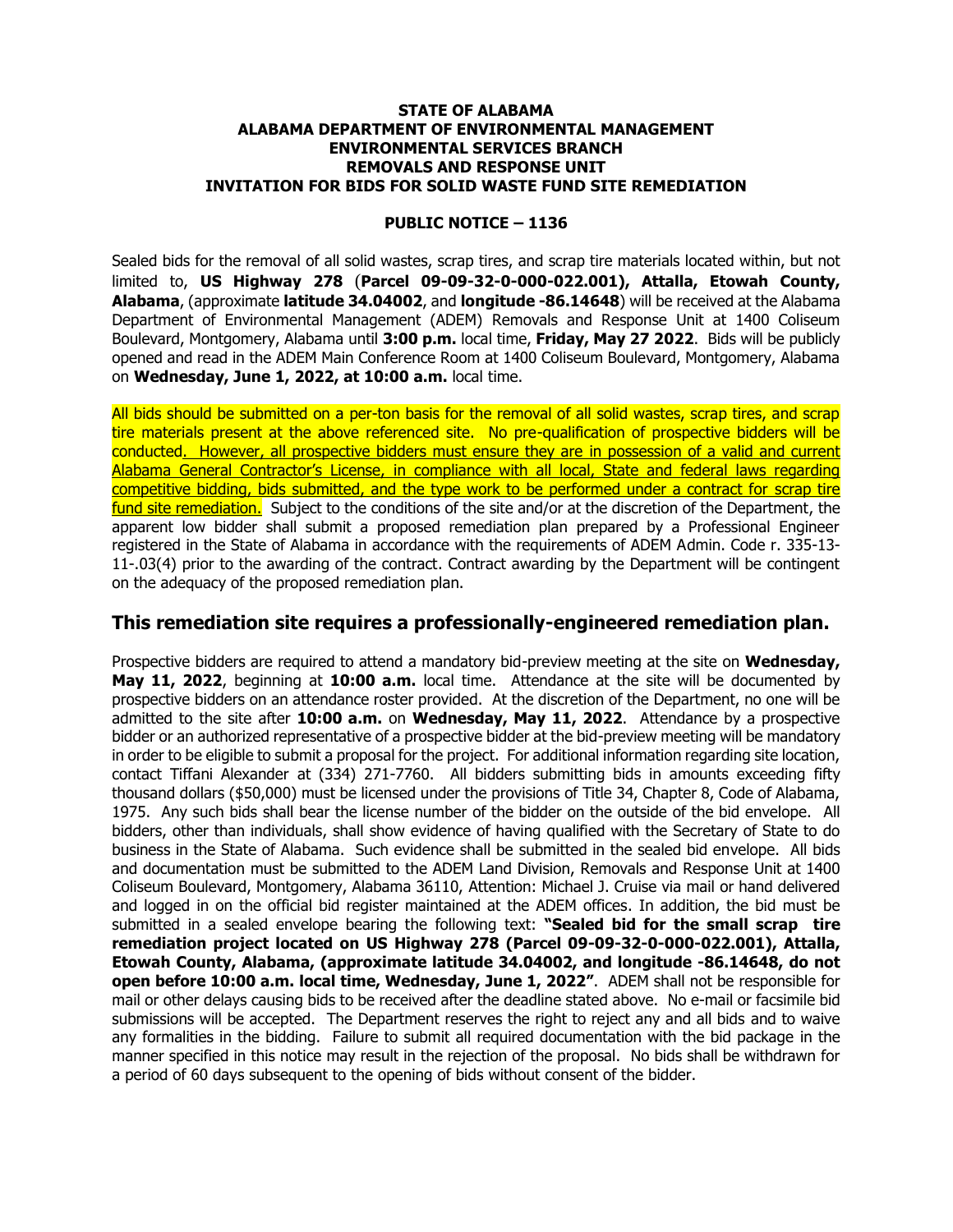**STATE OF ALABAMA**
**ALABAMA DEPARTMENT OF ENVIRONMENTAL MANAGEMENT**
**ENVIRONMENTAL SERVICES BRANCH**
**REMOVALS AND RESPONSE UNIT**
**INVITATION FOR BIDS FOR SOLID WASTE FUND SITE REMEDIATION**

**PUBLIC NOTICE – 1136**

Sealed bids for the removal of all solid wastes, scrap tires, and scrap tire materials located within, but not limited to, **US Highway 278** (**Parcel 09-09-32-0-000-022.001), Attalla, Etowah County, Alabama**, (approximate **latitude 34.04002**, and **longitude -86.14648**) will be received at the Alabama Department of Environmental Management (ADEM) Removals and Response Unit at 1400 Coliseum Boulevard, Montgomery, Alabama until **3:00 p.m.** local time, **Friday, May 27 2022**. Bids will be publicly opened and read in the ADEM Main Conference Room at 1400 Coliseum Boulevard, Montgomery, Alabama on **Wednesday, June 1, 2022, at 10:00 a.m.** local time.

All bids should be submitted on a per-ton basis for the removal of all solid wastes, scrap tires, and scrap tire materials present at the above referenced site. No pre-qualification of prospective bidders will be conducted. However, all prospective bidders must ensure they are in possession of a valid and current Alabama General Contractor's License, in compliance with all local, State and federal laws regarding competitive bidding, bids submitted, and the type work to be performed under a contract for scrap tire fund site remediation. Subject to the conditions of the site and/or at the discretion of the Department, the apparent low bidder shall submit a proposed remediation plan prepared by a Professional Engineer registered in the State of Alabama in accordance with the requirements of ADEM Admin. Code r. 335-13-11-.03(4) prior to the awarding of the contract. Contract awarding by the Department will be contingent on the adequacy of the proposed remediation plan.

## This remediation site requires a professionally-engineered remediation plan.

Prospective bidders are required to attend a mandatory bid-preview meeting at the site on **Wednesday, May 11, 2022**, beginning at **10:00 a.m.** local time. Attendance at the site will be documented by prospective bidders on an attendance roster provided. At the discretion of the Department, no one will be admitted to the site after **10:00 a.m.** on **Wednesday, May 11, 2022**. Attendance by a prospective bidder or an authorized representative of a prospective bidder at the bid-preview meeting will be mandatory in order to be eligible to submit a proposal for the project. For additional information regarding site location, contact Tiffani Alexander at (334) 271-7760. All bidders submitting bids in amounts exceeding fifty thousand dollars ($50,000) must be licensed under the provisions of Title 34, Chapter 8, Code of Alabama, 1975. Any such bids shall bear the license number of the bidder on the outside of the bid envelope. All bidders, other than individuals, shall show evidence of having qualified with the Secretary of State to do business in the State of Alabama. Such evidence shall be submitted in the sealed bid envelope. All bids and documentation must be submitted to the ADEM Land Division, Removals and Response Unit at 1400 Coliseum Boulevard, Montgomery, Alabama 36110, Attention: Michael J. Cruise via mail or hand delivered and logged in on the official bid register maintained at the ADEM offices. In addition, the bid must be submitted in a sealed envelope bearing the following text: **"Sealed bid for the small scrap tire remediation project located on US Highway 278 (Parcel 09-09-32-0-000-022.001), Attalla, Etowah County, Alabama, (approximate latitude 34.04002, and longitude -86.14648, do not open before 10:00 a.m. local time, Wednesday, June 1, 2022"**. ADEM shall not be responsible for mail or other delays causing bids to be received after the deadline stated above. No e-mail or facsimile bid submissions will be accepted. The Department reserves the right to reject any and all bids and to waive any formalities in the bidding. Failure to submit all required documentation with the bid package in the manner specified in this notice may result in the rejection of the proposal. No bids shall be withdrawn for a period of 60 days subsequent to the opening of bids without consent of the bidder.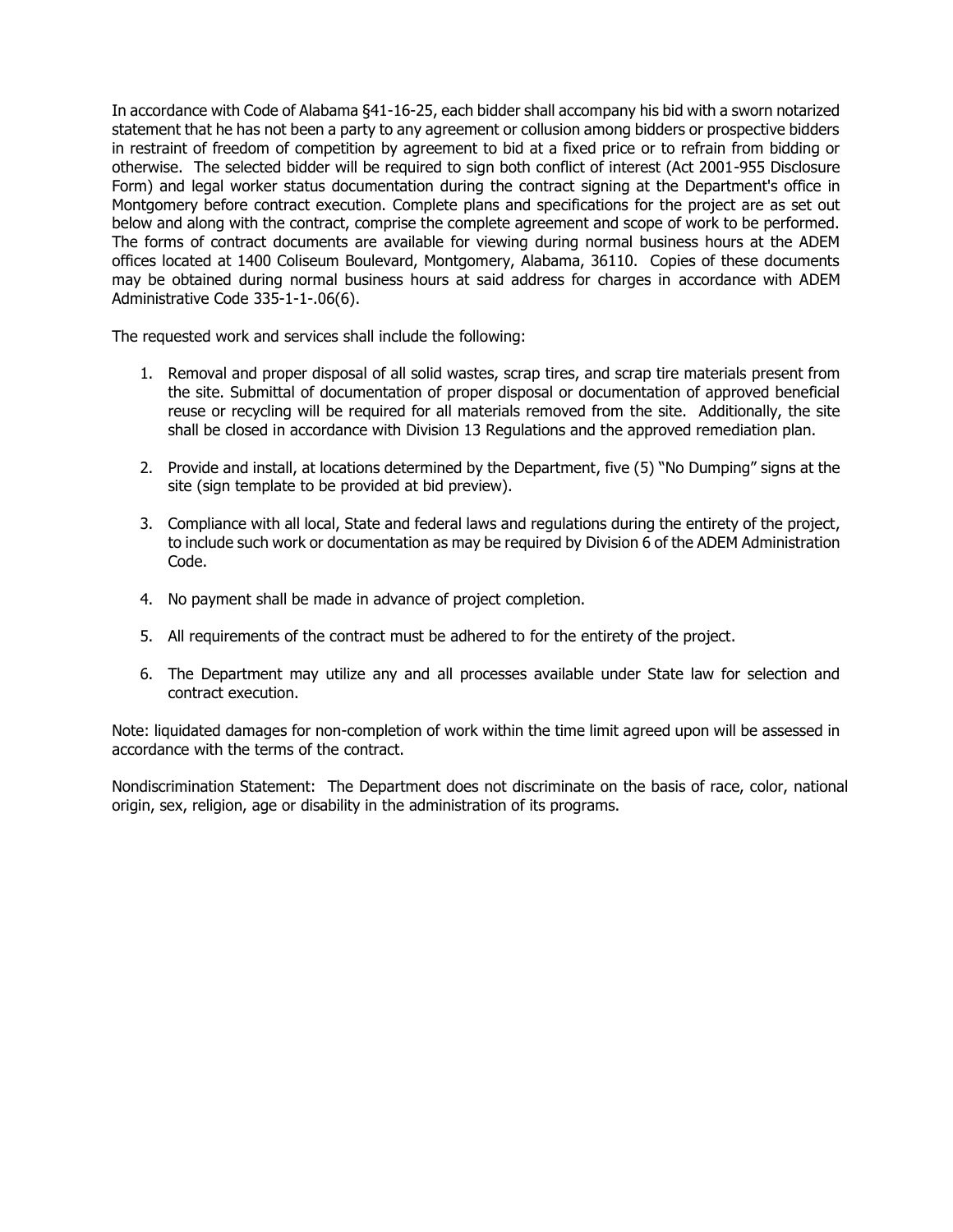In accordance with Code of Alabama §41-16-25, each bidder shall accompany his bid with a sworn notarized statement that he has not been a party to any agreement or collusion among bidders or prospective bidders in restraint of freedom of competition by agreement to bid at a fixed price or to refrain from bidding or otherwise. The selected bidder will be required to sign both conflict of interest (Act 2001-955 Disclosure Form) and legal worker status documentation during the contract signing at the Department's office in Montgomery before contract execution. Complete plans and specifications for the project are as set out below and along with the contract, comprise the complete agreement and scope of work to be performed. The forms of contract documents are available for viewing during normal business hours at the ADEM offices located at 1400 Coliseum Boulevard, Montgomery, Alabama, 36110. Copies of these documents may be obtained during normal business hours at said address for charges in accordance with ADEM Administrative Code 335-1-1-.06(6).

The requested work and services shall include the following:

1. Removal and proper disposal of all solid wastes, scrap tires, and scrap tire materials present from the site. Submittal of documentation of proper disposal or documentation of approved beneficial reuse or recycling will be required for all materials removed from the site. Additionally, the site shall be closed in accordance with Division 13 Regulations and the approved remediation plan.

2. Provide and install, at locations determined by the Department, five (5) "No Dumping" signs at the site (sign template to be provided at bid preview).

3. Compliance with all local, State and federal laws and regulations during the entirety of the project, to include such work or documentation as may be required by Division 6 of the ADEM Administration Code.

4. No payment shall be made in advance of project completion.

5. All requirements of the contract must be adhered to for the entirety of the project.

6. The Department may utilize any and all processes available under State law for selection and contract execution.

Note: liquidated damages for non-completion of work within the time limit agreed upon will be assessed in accordance with the terms of the contract.

Nondiscrimination Statement: The Department does not discriminate on the basis of race, color, national origin, sex, religion, age or disability in the administration of its programs.